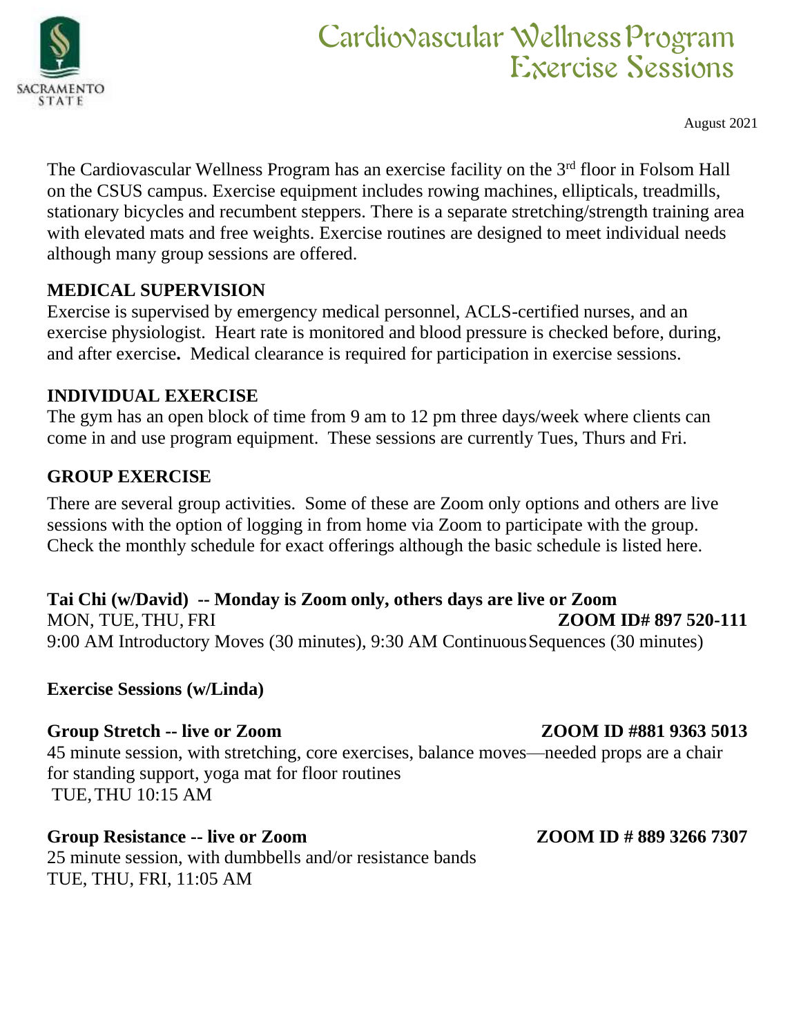# Cardiovascular Wellness Program Exercise Sessions

August 2021

The Cardiovascular Wellness Program has an exercise facility on the 3rd floor in Folsom Hall on the CSUS campus. Exercise equipment includes rowing machines, ellipticals, treadmills, stationary bicycles and recumbent steppers. There is a separate stretching/strength training area with elevated mats and free weights. Exercise routines are designed to meet individual needs although many group sessions are offered.

## MEDICAL SUPERVISION

Exercise is supervised by emergency medical personnel, ACLS-certified nurses, and an exercise physiologist. Heart rate is monitored and blood pressure is checked before, during, and after exercise**.** Medical clearance is required for participation in exercise sessions.

## INDIVIDUAL EXERCISE

The gym has an open block of time from 9 am to 12 pm three days/week where clients can come in and use program equipment. These sessions are currently Tues, Thurs and Fri.

## GROUP EXERCISE

There are several group activities. Some of these are Zoom only options and others are live sessions with the option of logging in from home via Zoom to participate with the group. Check the monthly schedule for exact offerings although the basic schedule is listed here.

**Tai Chi (w/David) -- Monday is Zoom only, others days are live or Zoom**

MON, TUE, THU, FRI **ZOOM ID# 897 520-111**

9:00 AM Introductory Moves (30 minutes), 9:30 AM Continuous Sequences (30 minutes)

**Exercise Sessions (w/Linda)**

**Group Stretch -- live or Zoom** **ZOOM ID #881 9363 5013**

45 minute session, with stretching, core exercises, balance moves—needed props are a chair for standing support, yoga mat for floor routines

TUE, THU 10:15 AM

**Group Resistance -- live or Zoom** **ZOOM ID # 889 3266 7307**

25 minute session, with dumbbells and/or resistance bands

TUE, THU, FRI, 11:05 AM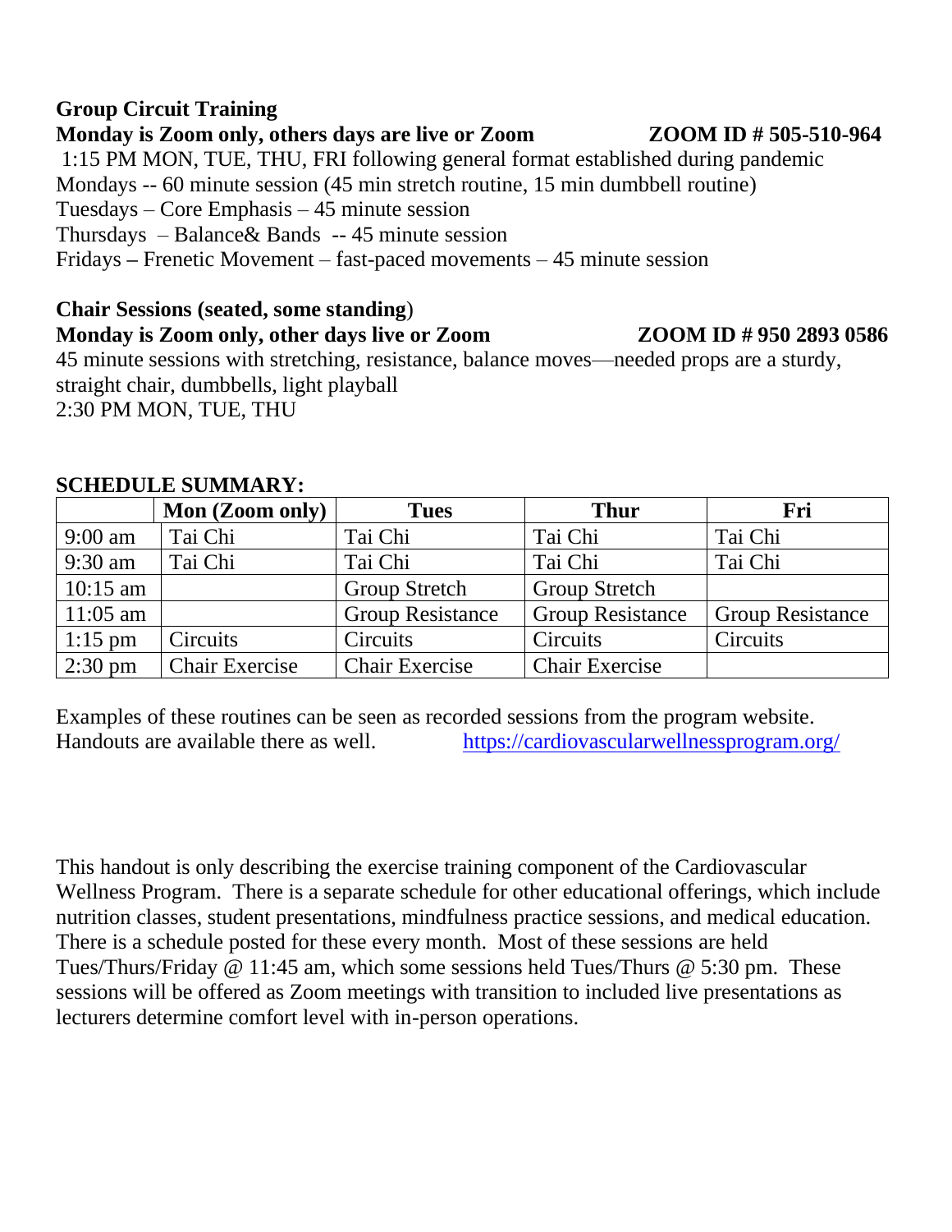**Group Circuit Training**

**Monday is Zoom only, others days are live or Zoom** **ZOOM ID # 505-510-964**

1:15 PM MON, TUE, THU, FRI following general format established during pandemic
Mondays -- 60 minute session (45 min stretch routine, 15 min dumbbell routine)
Tuesdays – Core Emphasis – 45 minute session
Thursdays – Balance& Bands -- 45 minute session
Fridays – Frenetic Movement – fast-paced movements – 45 minute session

**Chair Sessions (seated, some standing**)

**Monday is Zoom only, other days live or Zoom** **ZOOM ID # 950 2893 0586**

45 minute sessions with stretching, resistance, balance moves—needed props are a sturdy, straight chair, dumbbells, light playball
2:30 PM MON, TUE, THU

**SCHEDULE SUMMARY:**

| | Mon (Zoom only) | Tues | Thur | Fri |
|---|---|---|---|---|
| 9:00 am | Tai Chi | Tai Chi | Tai Chi | Tai Chi |
| 9:30 am | Tai Chi | Tai Chi | Tai Chi | Tai Chi |
| 10:15 am | | Group Stretch | Group Stretch | |
| 11:05 am | | Group Resistance | Group Resistance | Group Resistance |
| 1:15 pm | Circuits | Circuits | Circuits | Circuits |
| 2:30 pm | Chair Exercise | Chair Exercise | Chair Exercise | |

Examples of these routines can be seen as recorded sessions from the program website. Handouts are available there as well. https://cardiovascularwellnessprogram.org/

This handout is only describing the exercise training component of the Cardiovascular Wellness Program. There is a separate schedule for other educational offerings, which include nutrition classes, student presentations, mindfulness practice sessions, and medical education. There is a schedule posted for these every month. Most of these sessions are held Tues/Thurs/Friday @ 11:45 am, which some sessions held Tues/Thurs @ 5:30 pm. These sessions will be offered as Zoom meetings with transition to included live presentations as lecturers determine comfort level with in-person operations.